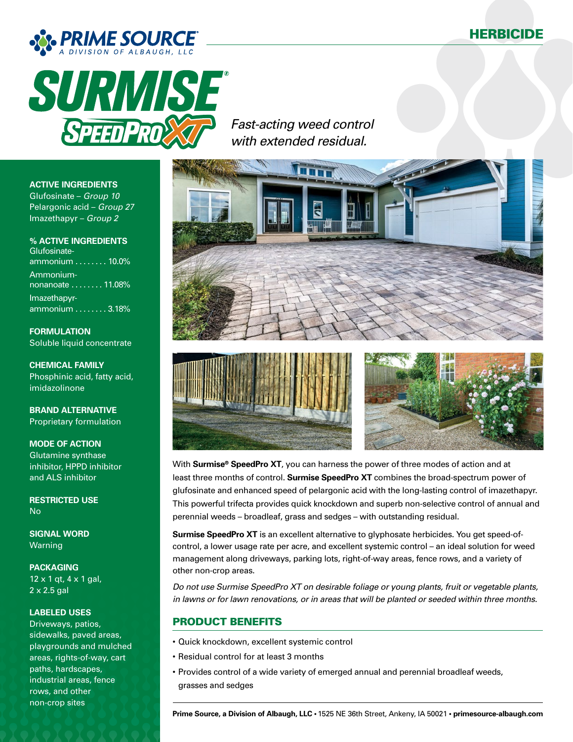PRIME SOURCE®
A DIVISION OF ALBAUGH, LLC

HERBICIDE

# SURMISE® SPEEDPRO XT

*Fast-acting weed control with extended residual.*

**ACTIVE INGREDIENTS**
Glufosinate – *Group 10*
Pelargonic acid – *Group 27*
Imazethapyr – *Group 2*

**% ACTIVE INGREDIENTS**
Glufosinate-ammonium . . . . . . . . 10.0%
Ammonium-nonanoate . . . . . . . . 11.08%
Imazethapyr-ammonium . . . . . . . . 3.18%

**FORMULATION**
Soluble liquid concentrate

**CHEMICAL FAMILY**
Phosphinic acid, fatty acid, imidazolinone

**BRAND ALTERNATIVE**
Proprietary formulation

**MODE OF ACTION**
Glutamine synthase inhibitor, HPPD inhibitor and ALS inhibitor

**RESTRICTED USE**
No

**SIGNAL WORD**
Warning

**PACKAGING**
12 x 1 qt, 4 x 1 gal, 2 x 2.5 gal

**LABELED USES**
Driveways, patios, sidewalks, paved areas, playgrounds and mulched areas, rights-of-way, cart paths, hardscapes, industrial areas, fence rows, and other non-crop sites

With **Surmise® SpeedPro XT**, you can harness the power of three modes of action and at least three months of control. **Surmise SpeedPro XT** combines the broad-spectrum power of glufosinate and enhanced speed of pelargonic acid with the long-lasting control of imazethapyr. This powerful trifecta provides quick knockdown and superb non-selective control of annual and perennial weeds – broadleaf, grass and sedges – with outstanding residual.

**Surmise SpeedPro XT** is an excellent alternative to glyphosate herbicides. You get speed-of-control, a lower usage rate per acre, and excellent systemic control – an ideal solution for weed management along driveways, parking lots, right-of-way areas, fence rows, and a variety of other non-crop areas.

*Do not use Surmise SpeedPro XT on desirable foliage or young plants, fruit or vegetable plants, in lawns or for lawn renovations, or in areas that will be planted or seeded within three months.*

## PRODUCT BENEFITS

- Quick knockdown, excellent systemic control
- Residual control for at least 3 months
- Provides control of a wide variety of emerged annual and perennial broadleaf weeds, grasses and sedges

**Prime Source, a Division of Albaugh, LLC** • 1525 NE 36th Street, Ankeny, IA 50021 • **primesource-albaugh.com**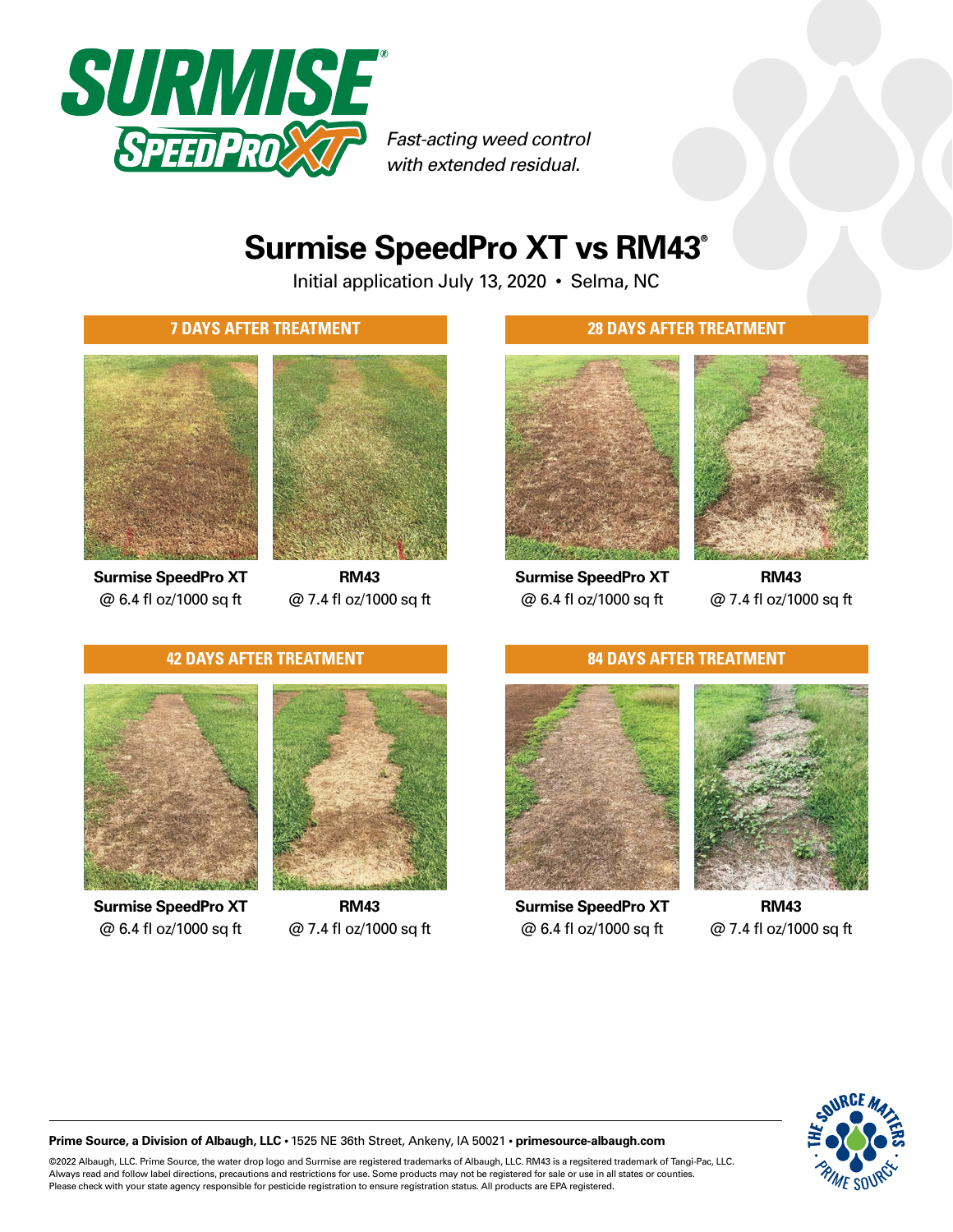# SURMISE® SPEEDPRO XT

*Fast-acting weed control with extended residual.*

## Surmise SpeedPro XT vs RM43®

Initial application July 13, 2020 • Selma, NC

### 7 DAYS AFTER TREATMENT

**Surmise SpeedPro XT**
@ 6.4 fl oz/1000 sq ft

**RM43**
@ 7.4 fl oz/1000 sq ft

### 28 DAYS AFTER TREATMENT

**Surmise SpeedPro XT**
@ 6.4 fl oz/1000 sq ft

**RM43**
@ 7.4 fl oz/1000 sq ft

### 42 DAYS AFTER TREATMENT

**Surmise SpeedPro XT**
@ 6.4 fl oz/1000 sq ft

**RM43**
@ 7.4 fl oz/1000 sq ft

### 84 DAYS AFTER TREATMENT

**Surmise SpeedPro XT**
@ 6.4 fl oz/1000 sq ft

**RM43**
@ 7.4 fl oz/1000 sq ft

---

**Prime Source, a Division of Albaugh, LLC** • 1525 NE 36th Street, Ankeny, IA 50021 • **primesource-albaugh.com**

©2022 Albaugh, LLC. Prime Source, the water drop logo and Surmise are registered trademarks of Albaugh, LLC. RM43 is a regsitered trademark of Tangi-Pac, LLC. Always read and follow label directions, precautions and restrictions for use. Some products may not be registered for sale or use in all states or counties. Please check with your state agency responsible for pesticide registration to ensure registration status. All products are EPA registered.

THE SOURCE MATTERS • PRIME SOURCE •